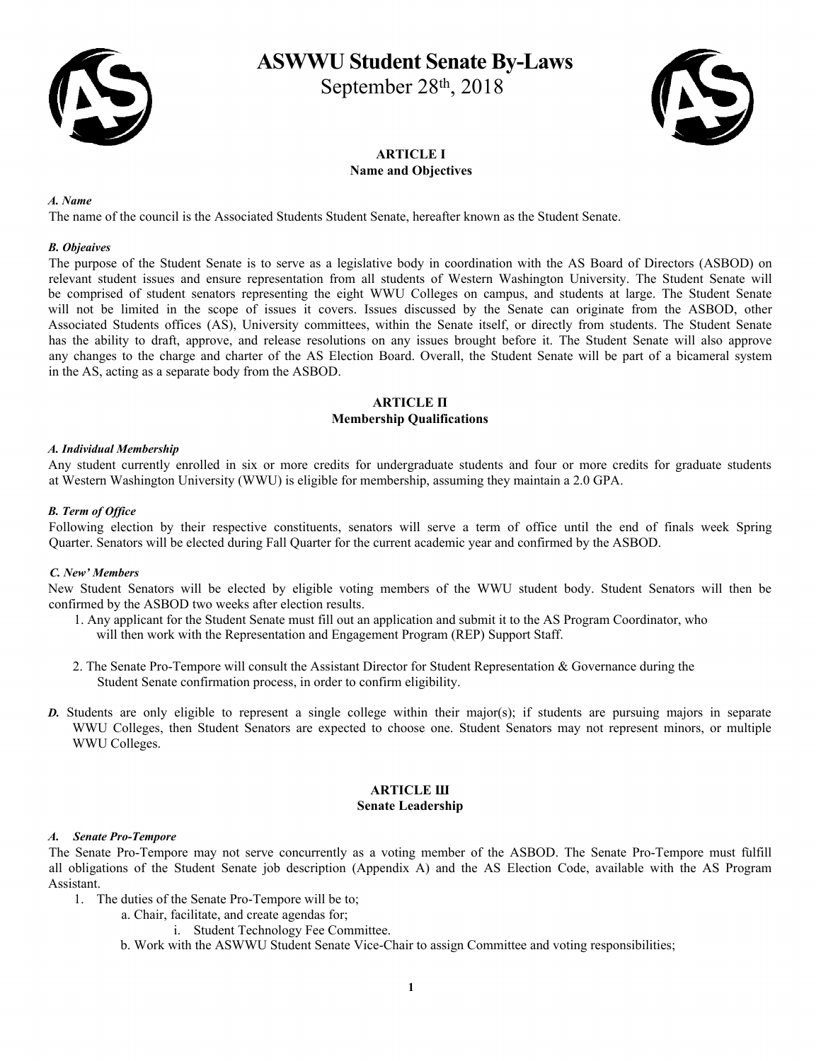# ASWWU Student Senate By-Laws

September 28th, 2018

## ARTICLE I
## Name and Objectives

***A. Name***

The name of the council is the Associated Students Student Senate, hereafter known as the Student Senate.

***B. Objeaives***

The purpose of the Student Senate is to serve as a legislative body in coordination with the AS Board of Directors (ASBOD) on relevant student issues and ensure representation from all students of Western Washington University. The Student Senate will be comprised of student senators representing the eight WWU Colleges on campus, and students at large. The Student Senate will not be limited in the scope of issues it covers. Issues discussed by the Senate can originate from the ASBOD, other Associated Students offices (AS), University committees, within the Senate itself, or directly from students. The Student Senate has the ability to draft, approve, and release resolutions on any issues brought before it. The Student Senate will also approve any changes to the charge and charter of the AS Election Board. Overall, the Student Senate will be part of a bicameral system in the AS, acting as a separate body from the ASBOD.

## ARTICLE II
## Membership Qualifications

***A. Individual Membership***

Any student currently enrolled in six or more credits for undergraduate students and four or more credits for graduate students at Western Washington University (WWU) is eligible for membership, assuming they maintain a 2.0 GPA.

***B. Term of Office***

Following election by their respective constituents, senators will serve a term of office until the end of finals week Spring Quarter. Senators will be elected during Fall Quarter for the current academic year and confirmed by the ASBOD.

***C. New' Members***

New Student Senators will be elected by eligible voting members of the WWU student body. Student Senators will then be confirmed by the ASBOD two weeks after election results.

1. Any applicant for the Student Senate must fill out an application and submit it to the AS Program Coordinator, who will then work with the Representation and Engagement Program (REP) Support Staff.

2. The Senate Pro-Tempore will consult the Assistant Director for Student Representation & Governance during the Student Senate confirmation process, in order to confirm eligibility.

***D.*** Students are only eligible to represent a single college within their major(s); if students are pursuing majors in separate WWU Colleges, then Student Senators are expected to choose one. Student Senators may not represent minors, or multiple WWU Colleges.

## ARTICLE III
## Senate Leadership

***A. Senate Pro-Tempore***

The Senate Pro-Tempore may not serve concurrently as a voting member of the ASBOD. The Senate Pro-Tempore must fulfill all obligations of the Student Senate job description (Appendix A) and the AS Election Code, available with the AS Program Assistant.

1. The duties of the Senate Pro-Tempore will be to;
   - a. Chair, facilitate, and create agendas for;
     - i. Student Technology Fee Committee.
   - b. Work with the ASWWU Student Senate Vice-Chair to assign Committee and voting responsibilities;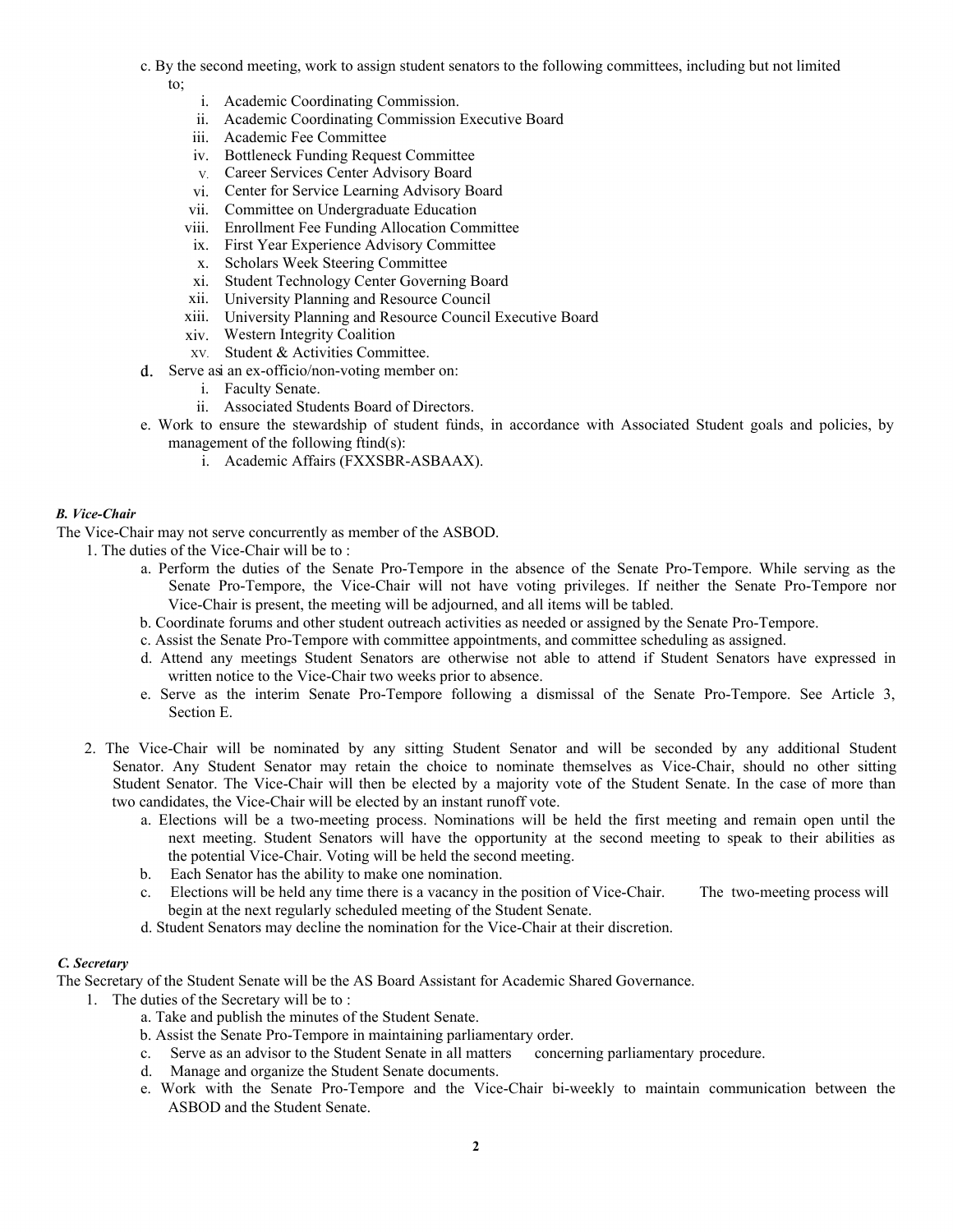c. By the second meeting, work to assign student senators to the following committees, including but not limited to;

   i. Academic Coordinating Commission.
   ii. Academic Coordinating Commission Executive Board
   iii. Academic Fee Committee
   iv. Bottleneck Funding Request Committee
   v. Career Services Center Advisory Board
   vi. Center for Service Learning Advisory Board
   vii. Committee on Undergraduate Education
   viii. Enrollment Fee Funding Allocation Committee
   ix. First Year Experience Advisory Committee
   x. Scholars Week Steering Committee
   xi. Student Technology Center Governing Board
   xii. University Planning and Resource Council
   xiii. University Planning and Resource Council Executive Board
   xiv. Western Integrity Coalition
   xv. Student & Activities Committee.

d. Serve asi an ex-officio/non-voting member on:

   i. Faculty Senate.
   ii. Associated Students Board of Directors.

e. Work to ensure the stewardship of student fünds, in accordance with Associated Student goals and policies, by management of the following ftind(s):

   i. Academic Affairs (FXXSBR-ASBAAX).

***B. Vice-Chair***

The Vice-Chair may not serve concurrently as member of the ASBOD.

1. The duties of the Vice-Chair will be to :
   a. Perform the duties of the Senate Pro-Tempore in the absence of the Senate Pro-Tempore. While serving as the Senate Pro-Tempore, the Vice-Chair will not have voting privileges. If neither the Senate Pro-Tempore nor Vice-Chair is present, the meeting will be adjourned, and all items will be tabled.
   b. Coordinate forums and other student outreach activities as needed or assigned by the Senate Pro-Tempore.
   c. Assist the Senate Pro-Tempore with committee appointments, and committee scheduling as assigned.
   d. Attend any meetings Student Senators are otherwise not able to attend if Student Senators have expressed in written notice to the Vice-Chair two weeks prior to absence.
   e. Serve as the interim Senate Pro-Tempore following a dismissal of the Senate Pro-Tempore. See Article 3, Section E.

2. The Vice-Chair will be nominated by any sitting Student Senator and will be seconded by any additional Student Senator. Any Student Senator may retain the choice to nominate themselves as Vice-Chair, should no other sitting Student Senator. The Vice-Chair will then be elected by a majority vote of the Student Senate. In the case of more than two candidates, the Vice-Chair will be elected by an instant runoff vote.
   a. Elections will be a two-meeting process. Nominations will be held the first meeting and remain open until the next meeting. Student Senators will have the opportunity at the second meeting to speak to their abilities as the potential Vice-Chair. Voting will be held the second meeting.
   b. Each Senator has the ability to make one nomination.
   c. Elections will be held any time there is a vacancy in the position of Vice-Chair. The two-meeting process will begin at the next regularly scheduled meeting of the Student Senate.
   d. Student Senators may decline the nomination for the Vice-Chair at their discretion.

***C. Secretary***

The Secretary of the Student Senate will be the AS Board Assistant for Academic Shared Governance.

1. The duties of the Secretary will be to :
   a. Take and publish the minutes of the Student Senate.
   b. Assist the Senate Pro-Tempore in maintaining parliamentary order.
   c. Serve as an advisor to the Student Senate in all matters concerning parliamentary procedure.
   d. Manage and organize the Student Senate documents.
   e. Work with the Senate Pro-Tempore and the Vice-Chair bi-weekly to maintain communication between the ASBOD and the Student Senate.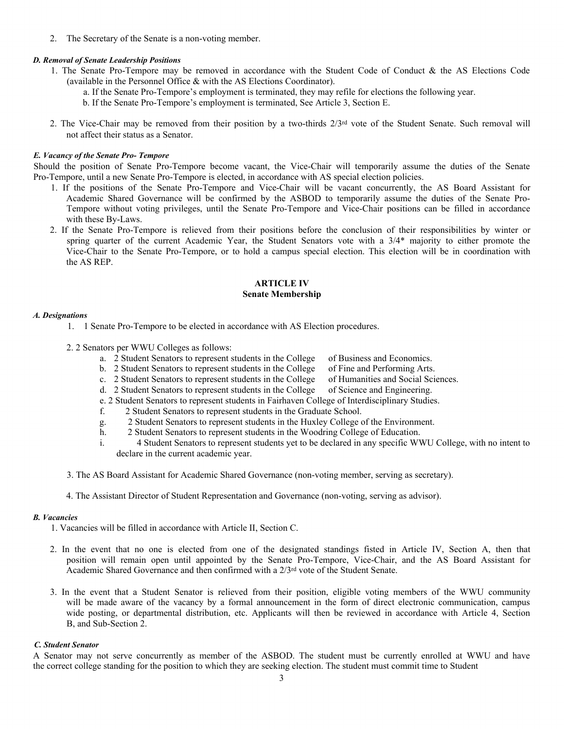2. The Secretary of the Senate is a non-voting member.

***D. Removal of Senate Leadership Positions***

1. The Senate Pro-Tempore may be removed in accordance with the Student Code of Conduct & the AS Elections Code (available in the Personnel Office & with the AS Elections Coordinator).
   a. If the Senate Pro-Tempore's employment is terminated, they may refile for elections the following year.
   b. If the Senate Pro-Tempore's employment is terminated, See Article 3, Section E.

2. The Vice-Chair may be removed from their position by a two-thirds 2/3rd vote of the Student Senate. Such removal will not affect their status as a Senator.

***E. Vacancy of the Senate Pro- Tempore***

Should the position of Senate Pro-Tempore become vacant, the Vice-Chair will temporarily assume the duties of the Senate Pro-Tempore, until a new Senate Pro-Tempore is elected, in accordance with AS special election policies.

1. If the positions of the Senate Pro-Tempore and Vice-Chair will be vacant concurrently, the AS Board Assistant for Academic Shared Governance will be confirmed by the ASBOD to temporarily assume the duties of the Senate Pro-Tempore without voting privileges, until the Senate Pro-Tempore and Vice-Chair positions can be filled in accordance with these By-Laws.
2. If the Senate Pro-Tempore is relieved from their positions before the conclusion of their responsibilities by winter or spring quarter of the current Academic Year, the Student Senators vote with a 3/4* majority to either promote the Vice-Chair to the Senate Pro-Tempore, or to hold a campus special election. This election will be in coordination with the AS REP.

## ARTICLE IV
## Senate Membership

***A. Designations***

1. 1 Senate Pro-Tempore to be elected in accordance with AS Election procedures.

2. 2 Senators per WWU Colleges as follows:
   a. 2 Student Senators to represent students in the College of Business and Economics.
   b. 2 Student Senators to represent students in the College of Fine and Performing Arts.
   c. 2 Student Senators to represent students in the College of Humanities and Social Sciences.
   d. 2 Student Senators to represent students in the College of Science and Engineering.
   e. 2 Student Senators to represent students in Fairhaven College of Interdisciplinary Studies.
   f. 2 Student Senators to represent students in the Graduate School.
   g. 2 Student Senators to represent students in the Huxley College of the Environment.
   h. 2 Student Senators to represent students in the Woodring College of Education.
   i. 4 Student Senators to represent students yet to be declared in any specific WWU College, with no intent to declare in the current academic year.

3. The AS Board Assistant for Academic Shared Governance (non-voting member, serving as secretary).

4. The Assistant Director of Student Representation and Governance (non-voting, serving as advisor).

***B. Vacancies***

1. Vacancies will be filled in accordance with Article II, Section C.

2. In the event that no one is elected from one of the designated standings fisted in Article IV, Section A, then that position will remain open until appointed by the Senate Pro-Tempore, Vice-Chair, and the AS Board Assistant for Academic Shared Governance and then confirmed with a 2/3rd vote of the Student Senate.

3. In the event that a Student Senator is relieved from their position, eligible voting members of the WWU community will be made aware of the vacancy by a formal announcement in the form of direct electronic communication, campus wide posting, or departmental distribution, etc. Applicants will then be reviewed in accordance with Article 4, Section B, and Sub-Section 2.

***C. Student Senator***

A Senator may not serve concurrently as member of the ASBOD. The student must be currently enrolled at WWU and have the correct college standing for the position to which they are seeking election. The student must commit time to Student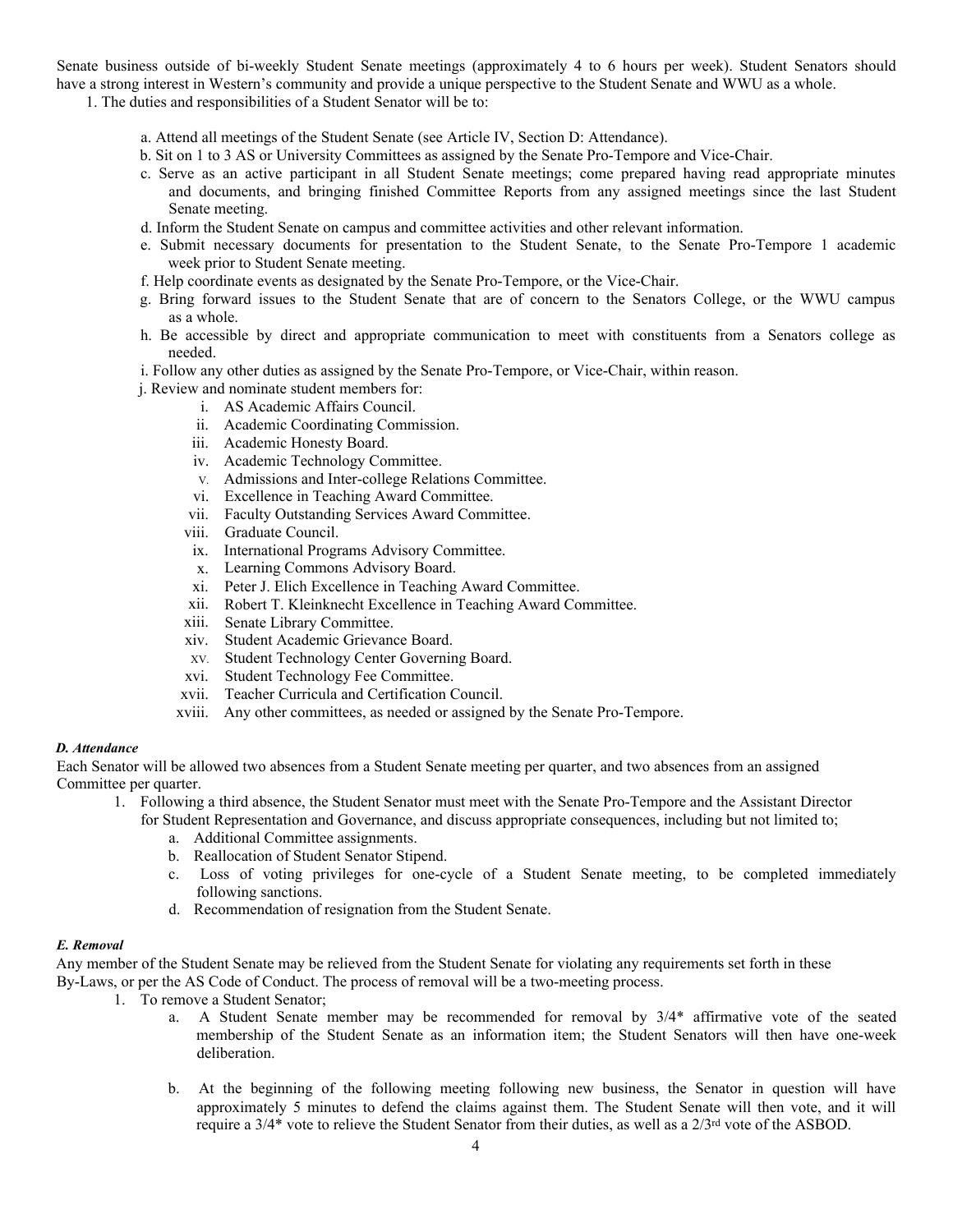Senate business outside of bi-weekly Student Senate meetings (approximately 4 to 6 hours per week). Student Senators should have a strong interest in Western's community and provide a unique perspective to the Student Senate and WWU as a whole.

1. The duties and responsibilities of a Student Senator will be to:
   - a. Attend all meetings of the Student Senate (see Article IV, Section D: Attendance).
   - b. Sit on 1 to 3 AS or University Committees as assigned by the Senate Pro-Tempore and Vice-Chair.
   - c. Serve as an active participant in all Student Senate meetings; come prepared having read appropriate minutes and documents, and bringing finished Committee Reports from any assigned meetings since the last Student Senate meeting.
   - d. Inform the Student Senate on campus and committee activities and other relevant information.
   - e. Submit necessary documents for presentation to the Student Senate, to the Senate Pro-Tempore 1 academic week prior to Student Senate meeting.
   - f. Help coordinate events as designated by the Senate Pro-Tempore, or the Vice-Chair.
   - g. Bring forward issues to the Student Senate that are of concern to the Senators College, or the WWU campus as a whole.
   - h. Be accessible by direct and appropriate communication to meet with constituents from a Senators college as needed.
   - i. Follow any other duties as assigned by the Senate Pro-Tempore, or Vice-Chair, within reason.
   - j. Review and nominate student members for:
     - i. AS Academic Affairs Council.
     - ii. Academic Coordinating Commission.
     - iii. Academic Honesty Board.
     - iv. Academic Technology Committee.
     - v. Admissions and Inter-college Relations Committee.
     - vi. Excellence in Teaching Award Committee.
     - vii. Faculty Outstanding Services Award Committee.
     - viii. Graduate Council.
     - ix. International Programs Advisory Committee.
     - x. Learning Commons Advisory Board.
     - xi. Peter J. Elich Excellence in Teaching Award Committee.
     - xii. Robert T. Kleinknecht Excellence in Teaching Award Committee.
     - xiii. Senate Library Committee.
     - xiv. Student Academic Grievance Board.
     - xv. Student Technology Center Governing Board.
     - xvi. Student Technology Fee Committee.
     - xvii. Teacher Curricula and Certification Council.
     - xviii. Any other committees, as needed or assigned by the Senate Pro-Tempore.

#### *D. Attendance*

Each Senator will be allowed two absences from a Student Senate meeting per quarter, and two absences from an assigned Committee per quarter.

1. Following a third absence, the Student Senator must meet with the Senate Pro-Tempore and the Assistant Director for Student Representation and Governance, and discuss appropriate consequences, including but not limited to;
   - a. Additional Committee assignments.
   - b. Reallocation of Student Senator Stipend.
   - c. Loss of voting privileges for one-cycle of a Student Senate meeting, to be completed immediately following sanctions.
   - d. Recommendation of resignation from the Student Senate.

#### *E. Removal*

Any member of the Student Senate may be relieved from the Student Senate for violating any requirements set forth in these By-Laws, or per the AS Code of Conduct. The process of removal will be a two-meeting process.

1. To remove a Student Senator;
   - a. A Student Senate member may be recommended for removal by 3/4* affirmative vote of the seated membership of the Student Senate as an information item; the Student Senators will then have one-week deliberation.
   - b. At the beginning of the following meeting following new business, the Senator in question will have approximately 5 minutes to defend the claims against them. The Student Senate will then vote, and it will require a 3/4* vote to relieve the Student Senator from their duties, as well as a 2/3rd vote of the ASBOD.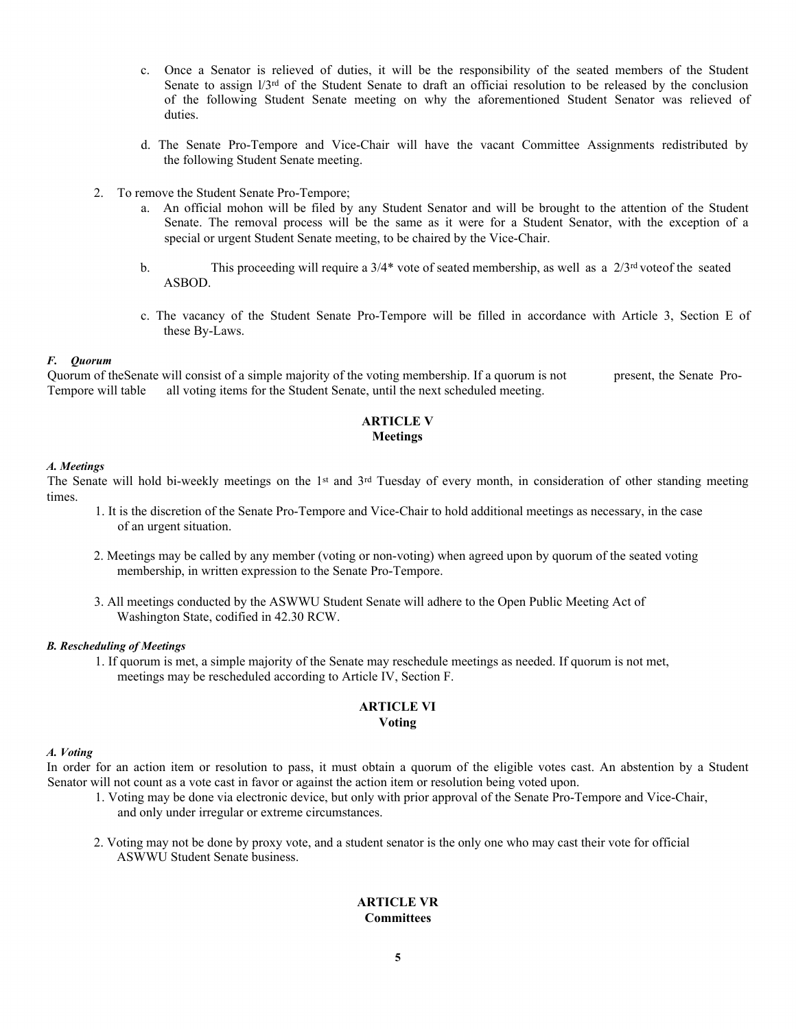c. Once a Senator is relieved of duties, it will be the responsibility of the seated members of the Student Senate to assign l/3rd of the Student Senate to draft an officiai resolution to be released by the conclusion of the following Student Senate meeting on why the aforementioned Student Senator was relieved of duties.

d. The Senate Pro-Tempore and Vice-Chair will have the vacant Committee Assignments redistributed by the following Student Senate meeting.

2. To remove the Student Senate Pro-Tempore;

   a. An official mohon will be filed by any Student Senator and will be brought to the attention of the Student Senate. The removal process will be the same as it were for a Student Senator, with the exception of a special or urgent Student Senate meeting, to be chaired by the Vice-Chair.

   b. This proceeding will require a 3/4* vote of seated membership, as well as a 2/3rd voteof the seated ASBOD.

   c. The vacancy of the Student Senate Pro-Tempore will be filled in accordance with Article 3, Section E of these By-Laws.

***F. Quorum***

Quorum of theSenate will consist of a simple majority of the voting membership. If a quorum is not present, the Senate Pro-Tempore will table all voting items for the Student Senate, until the next scheduled meeting.

## ARTICLE V
## Meetings

***A. Meetings***

The Senate will hold bi-weekly meetings on the 1st and 3rd Tuesday of every month, in consideration of other standing meeting times.

1. It is the discretion of the Senate Pro-Tempore and Vice-Chair to hold additional meetings as necessary, in the case of an urgent situation.

2. Meetings may be called by any member (voting or non-voting) when agreed upon by quorum of the seated voting membership, in written expression to the Senate Pro-Tempore.

3. All meetings conducted by the ASWWU Student Senate will adhere to the Open Public Meeting Act of Washington State, codified in 42.30 RCW.

***B. Rescheduling of Meetings***

1. If quorum is met, a simple majority of the Senate may reschedule meetings as needed. If quorum is not met, meetings may be rescheduled according to Article IV, Section F.

## ARTICLE VI
## Voting

***A. Voting***

In order for an action item or resolution to pass, it must obtain a quorum of the eligible votes cast. An abstention by a Student Senator will not count as a vote cast in favor or against the action item or resolution being voted upon.

1. Voting may be done via electronic device, but only with prior approval of the Senate Pro-Tempore and Vice-Chair, and only under irregular or extreme circumstances.

2. Voting may not be done by proxy vote, and a student senator is the only one who may cast their vote for official ASWWU Student Senate business.

## ARTICLE VR
## Committees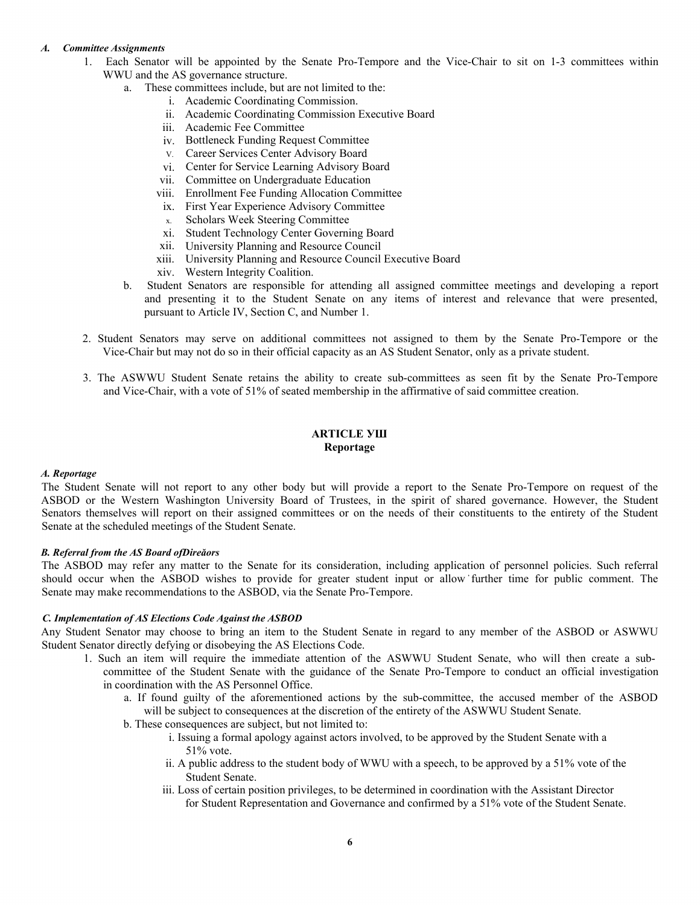### *A. Committee Assignments*

1. Each Senator will be appointed by the Senate Pro-Tempore and the Vice-Chair to sit on 1-3 committees within WWU and the AS governance structure.
   a. These committees include, but are not limited to the:
      i. Academic Coordinating Commission.
      ii. Academic Coordinating Commission Executive Board
      iii. Academic Fee Committee
      iv. Bottleneck Funding Request Committee
      v. Career Services Center Advisory Board
      vi. Center for Service Learning Advisory Board
      vii. Committee on Undergraduate Education
      viii. Enrollment Fee Funding Allocation Committee
      ix. First Year Experience Advisory Committee
      x. Scholars Week Steering Committee
      xi. Student Technology Center Governing Board
      xii. University Planning and Resource Council
      xiii. University Planning and Resource Council Executive Board
      xiv. Western Integrity Coalition.
   b. Student Senators are responsible for attending all assigned committee meetings and developing a report and presenting it to the Student Senate on any items of interest and relevance that were presented, pursuant to Article IV, Section C, and Number 1.

2. Student Senators may serve on additional committees not assigned to them by the Senate Pro-Tempore or the Vice-Chair but may not do so in their official capacity as an AS Student Senator, only as a private student.

3. The ASWWU Student Senate retains the ability to create sub-committees as seen fit by the Senate Pro-Tempore and Vice-Chair, with a vote of 51% of seated membership in the affirmative of said committee creation.

## ARTICLE УШ
## Reportage

### *A. Reportage*

The Student Senate will not report to any other body but will provide a report to the Senate Pro-Tempore on request of the ASBOD or the Western Washington University Board of Trustees, in the spirit of shared governance. However, the Student Senators themselves will report on their assigned committees or on the needs of their constituents to the entirety of the Student Senate at the scheduled meetings of the Student Senate.

### *B. Referral from the AS Board ofDireăors*

The ASBOD may refer any matter to the Senate for its consideration, including application of personnel policies. Such referral should occur when the ASBOD wishes to provide for greater student input or allow further time for public comment. The Senate may make recommendations to the ASBOD, via the Senate Pro-Tempore.

### *C. Implementation of AS Elections Code Against the ASBOD*

Any Student Senator may choose to bring an item to the Student Senate in regard to any member of the ASBOD or ASWWU Student Senator directly defying or disobeying the AS Elections Code.

1. Such an item will require the immediate attention of the ASWWU Student Senate, who will then create a sub-committee of the Student Senate with the guidance of the Senate Pro-Tempore to conduct an official investigation in coordination with the AS Personnel Office.
   a. If found guilty of the aforementioned actions by the sub-committee, the accused member of the ASBOD will be subject to consequences at the discretion of the entirety of the ASWWU Student Senate.
   b. These consequences are subject, but not limited to:
      i. Issuing a formal apology against actors involved, to be approved by the Student Senate with a 51% vote.
      ii. A public address to the student body of WWU with a speech, to be approved by a 51% vote of the Student Senate.
      iii. Loss of certain position privileges, to be determined in coordination with the Assistant Director for Student Representation and Governance and confirmed by a 51% vote of the Student Senate.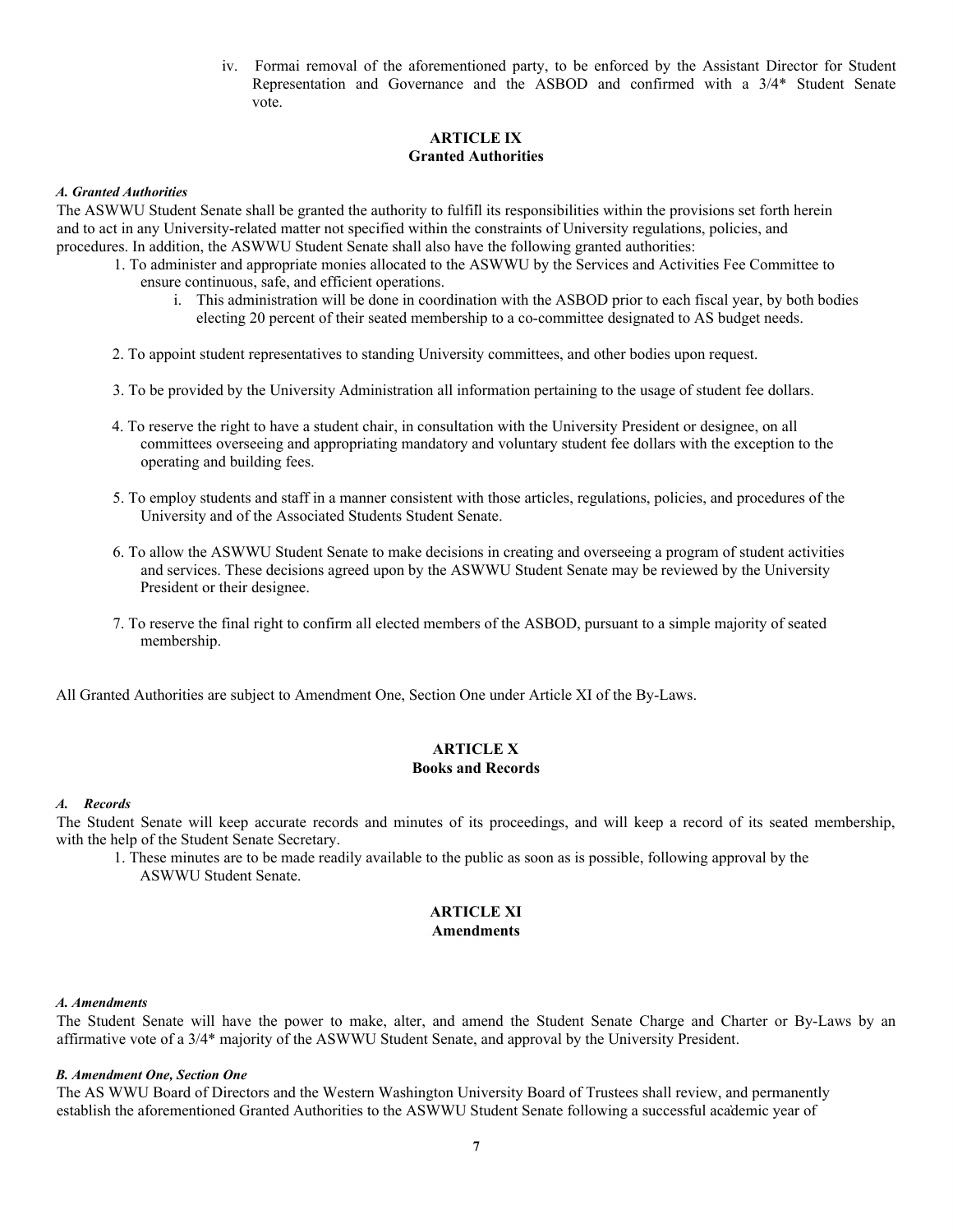iv. Formai removal of the aforementioned party, to be enforced by the Assistant Director for Student Representation and Governance and the ASBOD and confirmed with a 3/4* Student Senate vote.

## ARTICLE IX
## Granted Authorities

***A. Granted Authorities***

The ASWWU Student Senate shall be granted the authority to fulfill its responsibilities within the provisions set forth herein and to act in any University-related matter not specified within the constraints of University regulations, policies, and procedures. In addition, the ASWWU Student Senate shall also have the following granted authorities:

1. To administer and appropriate monies allocated to the ASWWU by the Services and Activities Fee Committee to ensure continuous, safe, and efficient operations.
    i. This administration will be done in coordination with the ASBOD prior to each fiscal year, by both bodies electing 20 percent of their seated membership to a co-committee designated to AS budget needs.

2. To appoint student representatives to standing University committees, and other bodies upon request.

3. To be provided by the University Administration all information pertaining to the usage of student fee dollars.

4. To reserve the right to have a student chair, in consultation with the University President or designee, on all committees overseeing and appropriating mandatory and voluntary student fee dollars with the exception to the operating and building fees.

5. To employ students and staff in a manner consistent with those articles, regulations, policies, and procedures of the University and of the Associated Students Student Senate.

6. To allow the ASWWU Student Senate to make decisions in creating and overseeing a program of student activities and services. These decisions agreed upon by the ASWWU Student Senate may be reviewed by the University President or their designee.

7. To reserve the final right to confirm all elected members of the ASBOD, pursuant to a simple majority of seated membership.

All Granted Authorities are subject to Amendment One, Section One under Article XI of the By-Laws.

## ARTICLE X
## Books and Records

***A. Records***

The Student Senate will keep accurate records and minutes of its proceedings, and will keep a record of its seated membership, with the help of the Student Senate Secretary.

1. These minutes are to be made readily available to the public as soon as is possible, following approval by the ASWWU Student Senate.

## ARTICLE XI
## Amendments

***A. Amendments***

The Student Senate will have the power to make, alter, and amend the Student Senate Charge and Charter or By-Laws by an affirmative vote of a 3/4* majority of the ASWWU Student Senate, and approval by the University President.

***B. Amendment One, Section One***

The AS WWU Board of Directors and the Western Washington University Board of Trustees shall review, and permanently establish the aforementioned Granted Authorities to the ASWWU Student Senate following a successful academic year of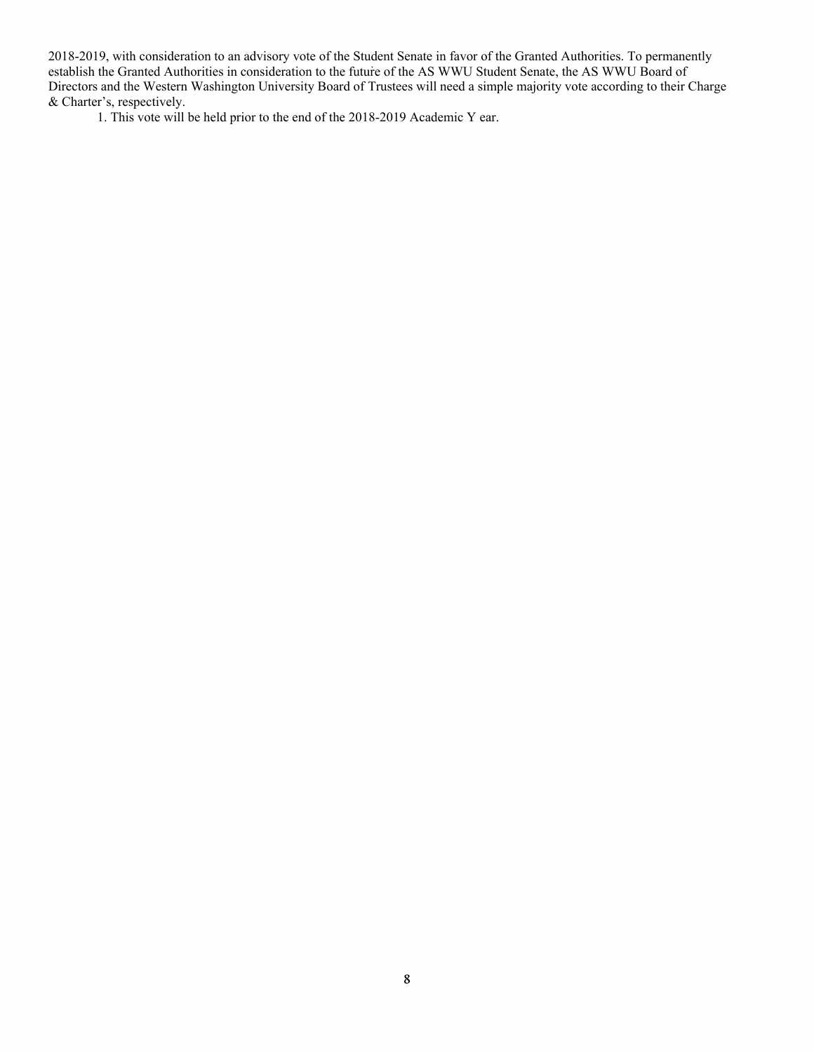2018-2019, with consideration to an advisory vote of the Student Senate in favor of the Granted Authorities. To permanently establish the Granted Authorities in consideration to the future of the AS WWU Student Senate, the AS WWU Board of Directors and the Western Washington University Board of Trustees will need a simple majority vote according to their Charge & Charter's, respectively.

1. This vote will be held prior to the end of the 2018-2019 Academic Y ear.